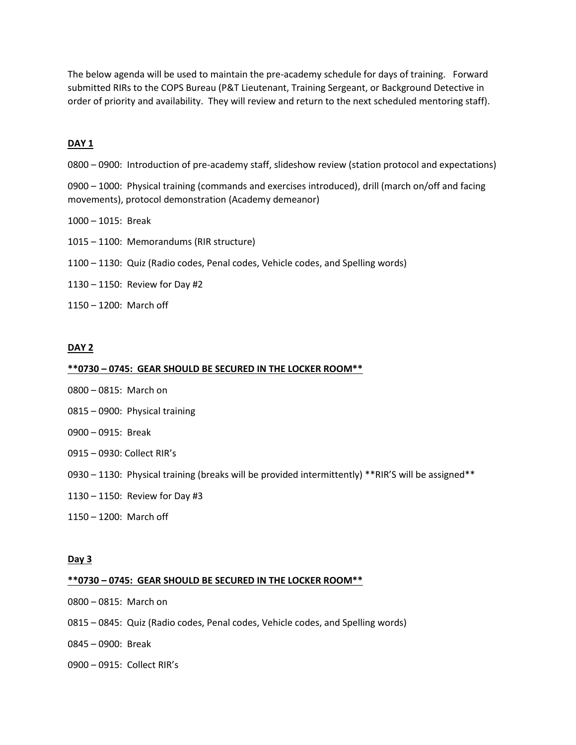The below agenda will be used to maintain the pre-academy schedule for days of training. Forward submitted RIRs to the COPS Bureau (P&T Lieutenant, Training Sergeant, or Background Detective in order of priority and availability. They will review and return to the next scheduled mentoring staff).

**DAY 1**

0800 – 0900: Introduction of pre-academy staff, slideshow review (station protocol and expectations)

0900 – 1000: Physical training (commands and exercises introduced), drill (march on/off and facing movements), protocol demonstration (Academy demeanor)

1000 – 1015: Break

1015 – 1100: Memorandums (RIR structure)

1100 – 1130: Quiz (Radio codes, Penal codes, Vehicle codes, and Spelling words)

1130 – 1150: Review for Day #2

1150 – 1200: March off

**DAY 2**

****0730 – 0745: GEAR SHOULD BE SECURED IN THE LOCKER ROOM****

0800 – 0815: March on

0815 – 0900: Physical training

0900 – 0915: Break

0915 – 0930: Collect RIR's

0930 – 1130: Physical training (breaks will be provided intermittently) **RIR'S will be assigned**

1130 – 1150: Review for Day #3

1150 – 1200: March off

**Day 3**

****0730 – 0745: GEAR SHOULD BE SECURED IN THE LOCKER ROOM****

0800 – 0815: March on

0815 – 0845: Quiz (Radio codes, Penal codes, Vehicle codes, and Spelling words)

0845 – 0900: Break

0900 – 0915: Collect RIR's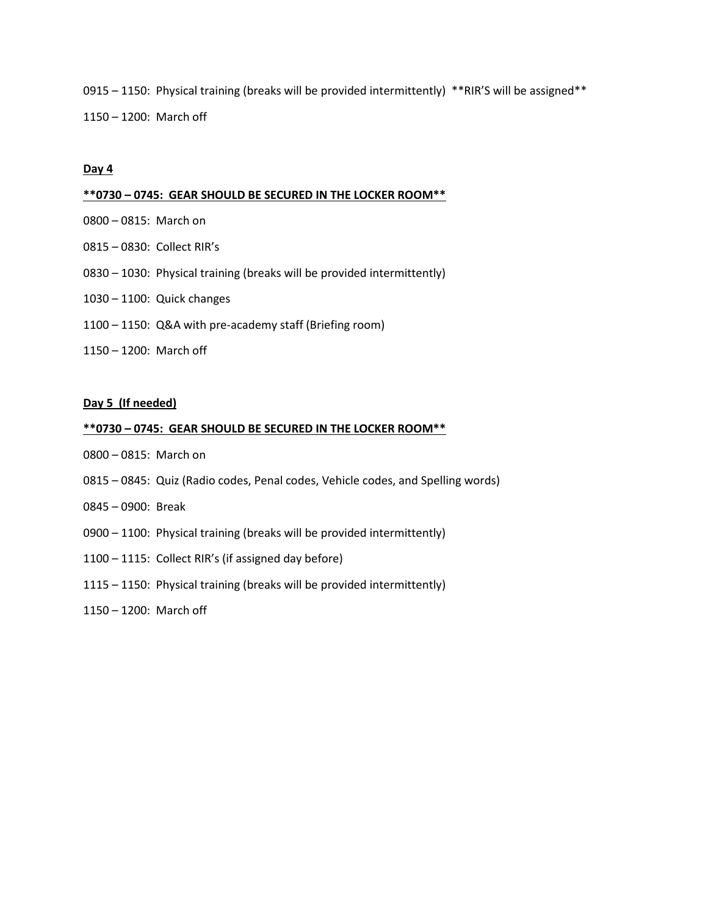0915 – 1150: Physical training (breaks will be provided intermittently) **RIR'S will be assigned**

1150 – 1200: March off

**Day 4**

**<u>**0730 – 0745: GEAR SHOULD BE SECURED IN THE LOCKER ROOM**</u>**

0800 – 0815: March on

0815 – 0830: Collect RIR's

0830 – 1030: Physical training (breaks will be provided intermittently)

1030 – 1100: Quick changes

1100 – 1150: Q&A with pre-academy staff (Briefing room)

1150 – 1200: March off

**Day 5 (If needed)**

**<u>**0730 – 0745: GEAR SHOULD BE SECURED IN THE LOCKER ROOM**</u>**

0800 – 0815: March on

0815 – 0845: Quiz (Radio codes, Penal codes, Vehicle codes, and Spelling words)

0845 – 0900: Break

0900 – 1100: Physical training (breaks will be provided intermittently)

1100 – 1115: Collect RIR's (if assigned day before)

1115 – 1150: Physical training (breaks will be provided intermittently)

1150 – 1200: March off